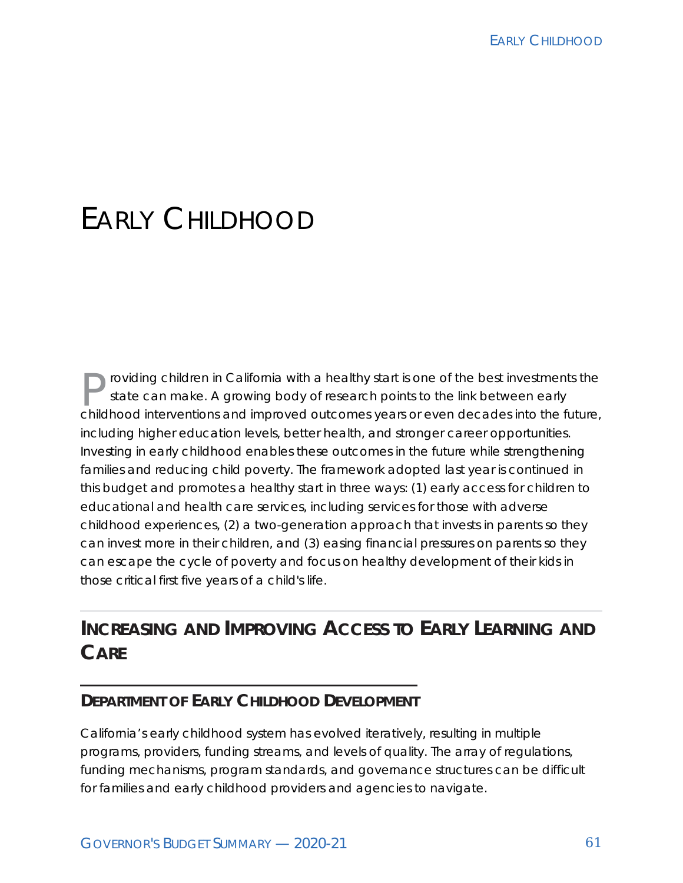# EARLY CHILDHOOD

Providing children in California with a healthy start is one of the best investments the state can make. A growing body of research points to the link between early childhood interventions and improved outcomes years or even decades into the future, including higher education levels, better health, and stronger career opportunities. Investing in early childhood enables these outcomes in the future while strengthening families and reducing child poverty. The framework adopted last year is continued in this budget and promotes a healthy start in three ways: (1) early access for children to educational and health care services, including services for those with adverse childhood experiences, (2) a two-generation approach that invests in parents so they can invest more in their children, and (3) easing financial pressures on parents so they can escape the cycle of poverty and focus on healthy development of their kids in those critical first five years of a child's life.

## INCREASING AND IMPROVING ACCESS TO EARLY LEARNING AND CARE

### DEPARTMENT OF EARLY CHILDHOOD DEVELOPMENT

California's early childhood system has evolved iteratively, resulting in multiple programs, providers, funding streams, and levels of quality. The array of regulations, funding mechanisms, program standards, and governance structures can be difficult for families and early childhood providers and agencies to navigate.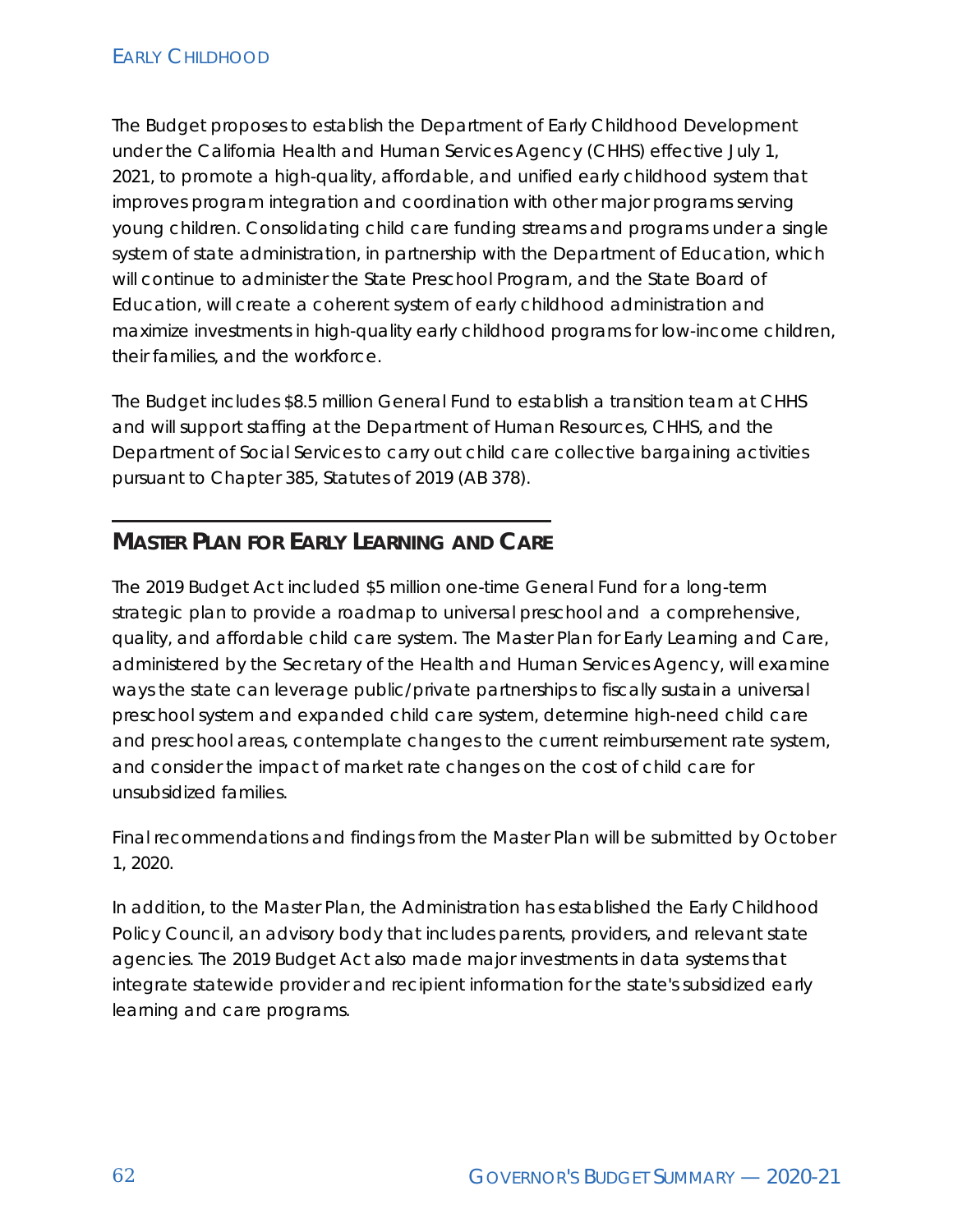The Budget proposes to establish the Department of Early Childhood Development under the California Health and Human Services Agency (CHHS) effective July 1, 2021, to promote a high-quality, affordable, and unified early childhood system that improves program integration and coordination with other major programs serving young children. Consolidating child care funding streams and programs under a single system of state administration, in partnership with the Department of Education, which will continue to administer the State Preschool Program, and the State Board of Education, will create a coherent system of early childhood administration and maximize investments in high-quality early childhood programs for low-income children, their families, and the workforce.

The Budget includes $8.5 million General Fund to establish a transition team at CHHS and will support staffing at the Department of Human Resources, CHHS, and the Department of Social Services to carry out child care collective bargaining activities pursuant to Chapter 385, Statutes of 2019 (AB 378).

## Master Plan for Early Learning and Care

The 2019 Budget Act included $5 million one-time General Fund for a long-term strategic plan to provide a roadmap to universal preschool and a comprehensive, quality, and affordable child care system. The Master Plan for Early Learning and Care, administered by the Secretary of the Health and Human Services Agency, will examine ways the state can leverage public/private partnerships to fiscally sustain a universal preschool system and expanded child care system, determine high-need child care and preschool areas, contemplate changes to the current reimbursement rate system, and consider the impact of market rate changes on the cost of child care for unsubsidized families.

Final recommendations and findings from the Master Plan will be submitted by October 1, 2020.

In addition, to the Master Plan, the Administration has established the Early Childhood Policy Council, an advisory body that includes parents, providers, and relevant state agencies. The 2019 Budget Act also made major investments in data systems that integrate statewide provider and recipient information for the state's subsidized early learning and care programs.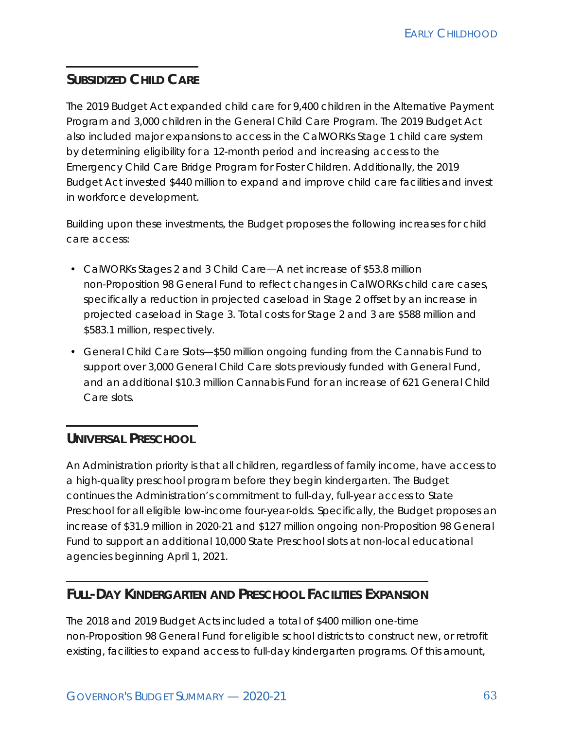## Subsidized Child Care

The 2019 Budget Act expanded child care for 9,400 children in the Alternative Payment Program and 3,000 children in the General Child Care Program. The 2019 Budget Act also included major expansions to access in the CalWORKs Stage 1 child care system by determining eligibility for a 12-month period and increasing access to the Emergency Child Care Bridge Program for Foster Children. Additionally, the 2019 Budget Act invested $440 million to expand and improve child care facilities and invest in workforce development.

Building upon these investments, the Budget proposes the following increases for child care access:

- CalWORKs Stages 2 and 3 Child Care—A net increase of $53.8 million non-Proposition 98 General Fund to reflect changes in CalWORKs child care cases, specifically a reduction in projected caseload in Stage 2 offset by an increase in projected caseload in Stage 3. Total costs for Stage 2 and 3 are $588 million and $583.1 million, respectively.
- General Child Care Slots—$50 million ongoing funding from the Cannabis Fund to support over 3,000 General Child Care slots previously funded with General Fund, and an additional $10.3 million Cannabis Fund for an increase of 621 General Child Care slots.

## Universal Preschool

An Administration priority is that all children, regardless of family income, have access to a high-quality preschool program before they begin kindergarten. The Budget continues the Administration's commitment to full-day, full-year access to State Preschool for all eligible low-income four-year-olds. Specifically, the Budget proposes an increase of $31.9 million in 2020-21 and $127 million ongoing non-Proposition 98 General Fund to support an additional 10,000 State Preschool slots at non-local educational agencies beginning April 1, 2021.

## Full-Day Kindergarten and Preschool Facilities Expansion

The 2018 and 2019 Budget Acts included a total of $400 million one-time non-Proposition 98 General Fund for eligible school districts to construct new, or retrofit existing, facilities to expand access to full-day kindergarten programs. Of this amount,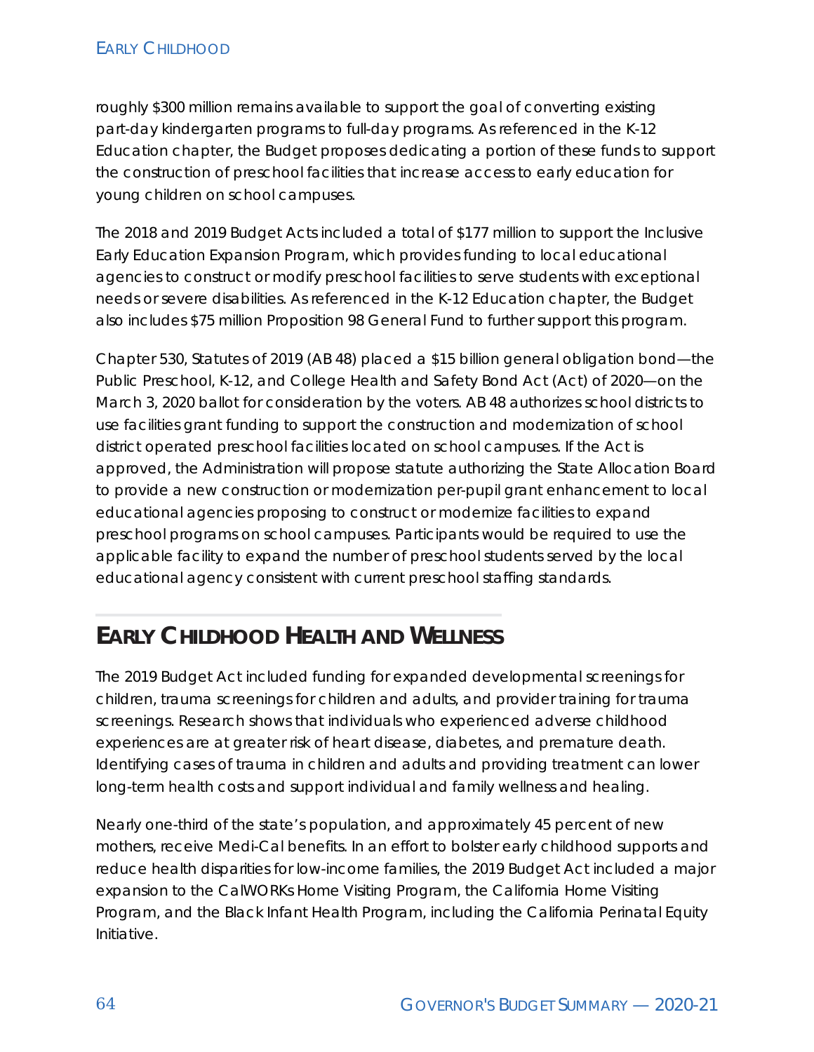roughly $300 million remains available to support the goal of converting existing part-day kindergarten programs to full-day programs. As referenced in the K-12 Education chapter, the Budget proposes dedicating a portion of these funds to support the construction of preschool facilities that increase access to early education for young children on school campuses.

The 2018 and 2019 Budget Acts included a total of $177 million to support the Inclusive Early Education Expansion Program, which provides funding to local educational agencies to construct or modify preschool facilities to serve students with exceptional needs or severe disabilities. As referenced in the K-12 Education chapter, the Budget also includes $75 million Proposition 98 General Fund to further support this program.

Chapter 530, Statutes of 2019 (AB 48) placed a $15 billion general obligation bond—the Public Preschool, K-12, and College Health and Safety Bond Act (Act) of 2020—on the March 3, 2020 ballot for consideration by the voters. AB 48 authorizes school districts to use facilities grant funding to support the construction and modernization of school district operated preschool facilities located on school campuses. If the Act is approved, the Administration will propose statute authorizing the State Allocation Board to provide a new construction or modernization per-pupil grant enhancement to local educational agencies proposing to construct or modernize facilities to expand preschool programs on school campuses. Participants would be required to use the applicable facility to expand the number of preschool students served by the local educational agency consistent with current preschool staffing standards.

## Early Childhood Health and Wellness

The 2019 Budget Act included funding for expanded developmental screenings for children, trauma screenings for children and adults, and provider training for trauma screenings. Research shows that individuals who experienced adverse childhood experiences are at greater risk of heart disease, diabetes, and premature death. Identifying cases of trauma in children and adults and providing treatment can lower long-term health costs and support individual and family wellness and healing.

Nearly one-third of the state's population, and approximately 45 percent of new mothers, receive Medi-Cal benefits. In an effort to bolster early childhood supports and reduce health disparities for low-income families, the 2019 Budget Act included a major expansion to the CalWORKs Home Visiting Program, the California Home Visiting Program, and the Black Infant Health Program, including the California Perinatal Equity Initiative.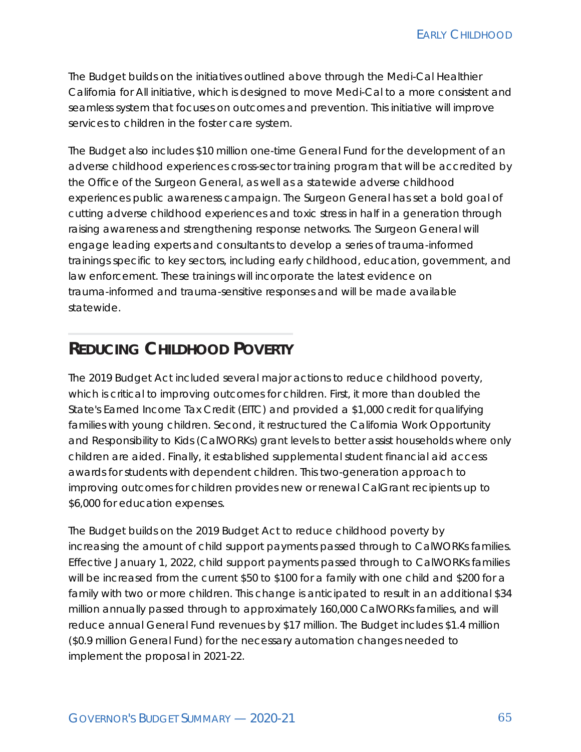The Budget builds on the initiatives outlined above through the Medi-Cal Healthier California for All initiative, which is designed to move Medi-Cal to a more consistent and seamless system that focuses on outcomes and prevention. This initiative will improve services to children in the foster care system.

The Budget also includes $10 million one-time General Fund for the development of an adverse childhood experiences cross-sector training program that will be accredited by the Office of the Surgeon General, as well as a statewide adverse childhood experiences public awareness campaign. The Surgeon General has set a bold goal of cutting adverse childhood experiences and toxic stress in half in a generation through raising awareness and strengthening response networks. The Surgeon General will engage leading experts and consultants to develop a series of trauma-informed trainings specific to key sectors, including early childhood, education, government, and law enforcement. These trainings will incorporate the latest evidence on trauma-informed and trauma-sensitive responses and will be made available statewide.

## Reducing Childhood Poverty

The 2019 Budget Act included several major actions to reduce childhood poverty, which is critical to improving outcomes for children. First, it more than doubled the State's Earned Income Tax Credit (EITC) and provided a $1,000 credit for qualifying families with young children. Second, it restructured the California Work Opportunity and Responsibility to Kids (CalWORKs) grant levels to better assist households where only children are aided. Finally, it established supplemental student financial aid access awards for students with dependent children. This two-generation approach to improving outcomes for children provides new or renewal CalGrant recipients up to $6,000 for education expenses.

The Budget builds on the 2019 Budget Act to reduce childhood poverty by increasing the amount of child support payments passed through to CalWORKs families. Effective January 1, 2022, child support payments passed through to CalWORKs families will be increased from the current $50 to $100 for a family with one child and $200 for a family with two or more children. This change is anticipated to result in an additional $34 million annually passed through to approximately 160,000 CalWORKs families, and will reduce annual General Fund revenues by $17 million. The Budget includes $1.4 million ($0.9 million General Fund) for the necessary automation changes needed to implement the proposal in 2021-22.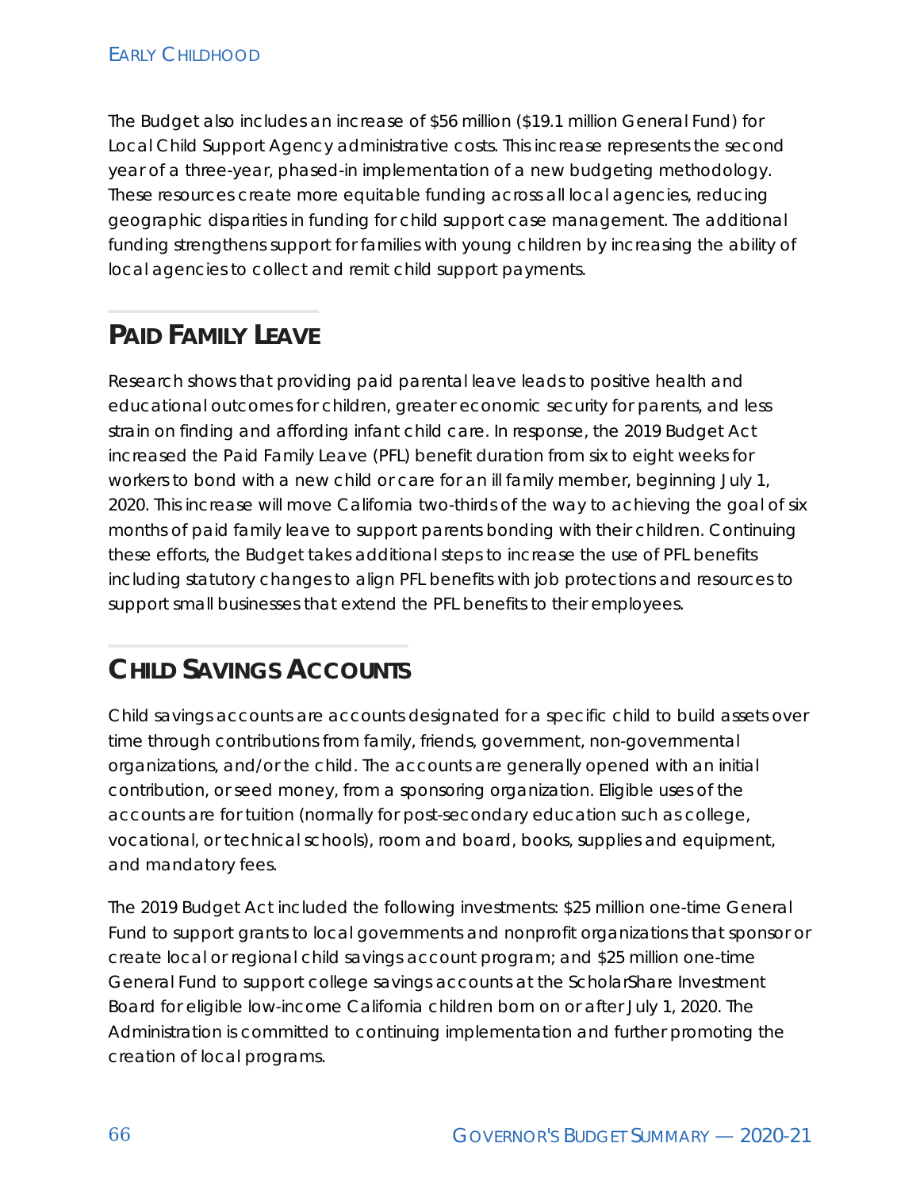The Budget also includes an increase of $56 million ($19.1 million General Fund) for Local Child Support Agency administrative costs. This increase represents the second year of a three-year, phased-in implementation of a new budgeting methodology. These resources create more equitable funding across all local agencies, reducing geographic disparities in funding for child support case management. The additional funding strengthens support for families with young children by increasing the ability of local agencies to collect and remit child support payments.

## Paid Family Leave

Research shows that providing paid parental leave leads to positive health and educational outcomes for children, greater economic security for parents, and less strain on finding and affording infant child care. In response, the 2019 Budget Act increased the Paid Family Leave (PFL) benefit duration from six to eight weeks for workers to bond with a new child or care for an ill family member, beginning July 1, 2020. This increase will move California two-thirds of the way to achieving the goal of six months of paid family leave to support parents bonding with their children. Continuing these efforts, the Budget takes additional steps to increase the use of PFL benefits including statutory changes to align PFL benefits with job protections and resources to support small businesses that extend the PFL benefits to their employees.

## Child Savings Accounts

Child savings accounts are accounts designated for a specific child to build assets over time through contributions from family, friends, government, non-governmental organizations, and/or the child. The accounts are generally opened with an initial contribution, or seed money, from a sponsoring organization. Eligible uses of the accounts are for tuition (normally for post-secondary education such as college, vocational, or technical schools), room and board, books, supplies and equipment, and mandatory fees.

The 2019 Budget Act included the following investments: $25 million one-time General Fund to support grants to local governments and nonprofit organizations that sponsor or create local or regional child savings account program; and $25 million one-time General Fund to support college savings accounts at the ScholarShare Investment Board for eligible low-income California children born on or after July 1, 2020. The Administration is committed to continuing implementation and further promoting the creation of local programs.